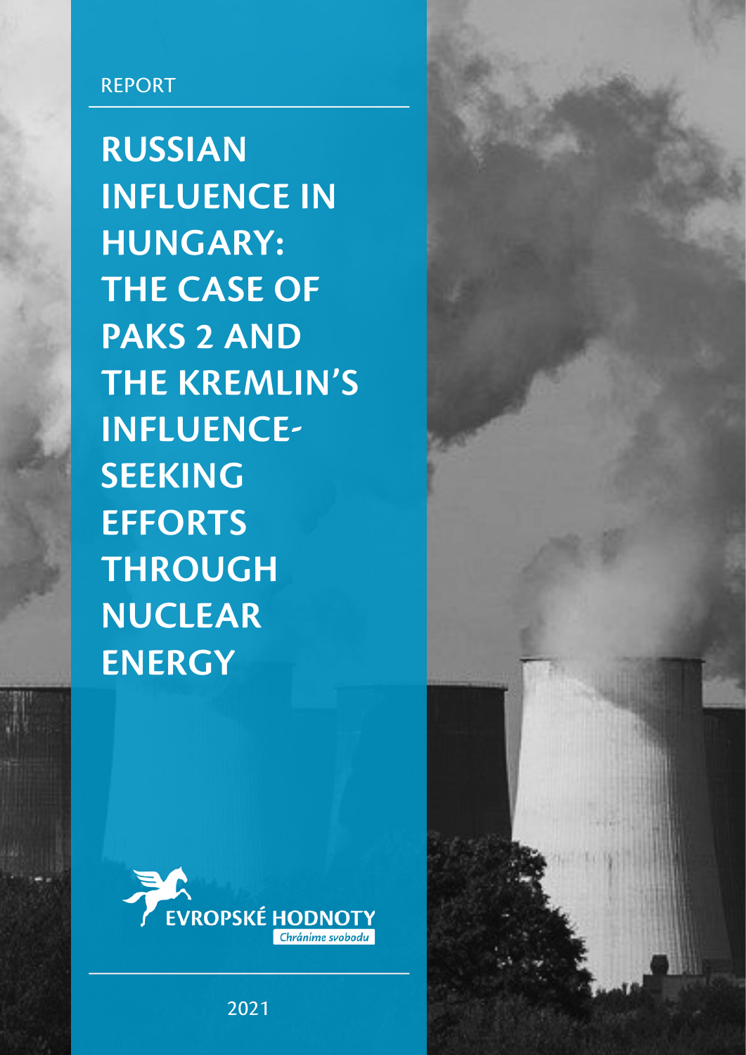REPORT

# RUSSIAN INFLUENCE IN HUNGARY: THE CASE OF PAKS 2 AND THE KREMLIN'S INFLUENCE-SEEKING EFFORTS THROUGH NUCLEAR ENERGY

EVROPSKÉ HODNOTY

*Chráníme svobodu*

2021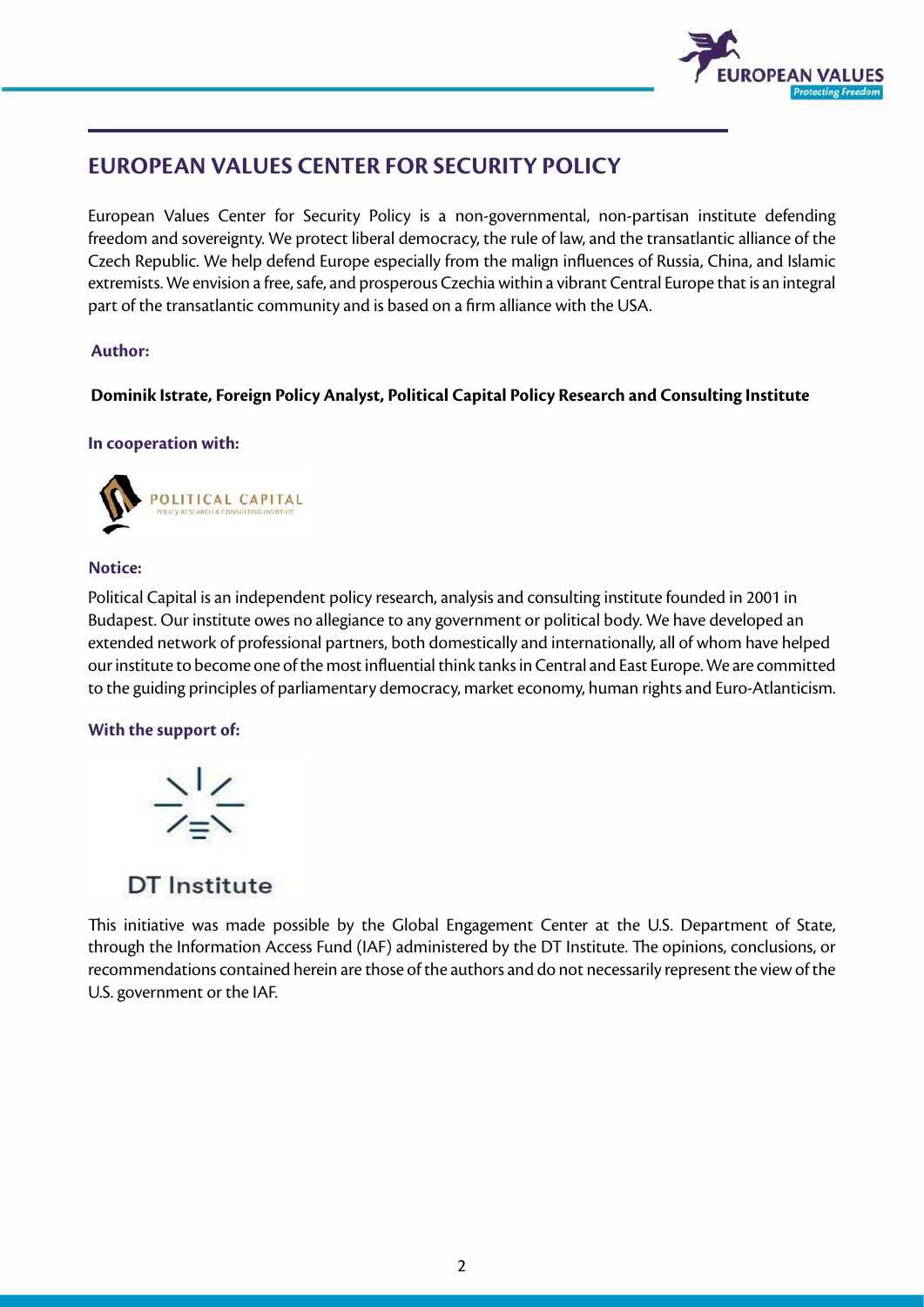# EUROPEAN VALUES CENTER FOR SECURITY POLICY

European Values Center for Security Policy is a non-governmental, non-partisan institute defending freedom and sovereignty. We protect liberal democracy, the rule of law, and the transatlantic alliance of the Czech Republic. We help defend Europe especially from the malign influences of Russia, China, and Islamic extremists. We envision a free, safe, and prosperous Czechia within a vibrant Central Europe that is an integral part of the transatlantic community and is based on a firm alliance with the USA.

**Author:**

**Dominik Istrate, Foreign Policy Analyst, Political Capital Policy Research and Consulting Institute**

**In cooperation with:**

POLITICAL CAPITAL
POLICY RESEARCH & CONSULTING INSTITUTE

**Notice:**

Political Capital is an independent policy research, analysis and consulting institute founded in 2001 in Budapest. Our institute owes no allegiance to any government or political body. We have developed an extended network of professional partners, both domestically and internationally, all of whom have helped our institute to become one of the most influential think tanks in Central and East Europe. We are committed to the guiding principles of parliamentary democracy, market economy, human rights and Euro-Atlanticism.

**With the support of:**

DT Institute

This initiative was made possible by the Global Engagement Center at the U.S. Department of State, through the Information Access Fund (IAF) administered by the DT Institute. The opinions, conclusions, or recommendations contained herein are those of the authors and do not necessarily represent the view of the U.S. government or the IAF.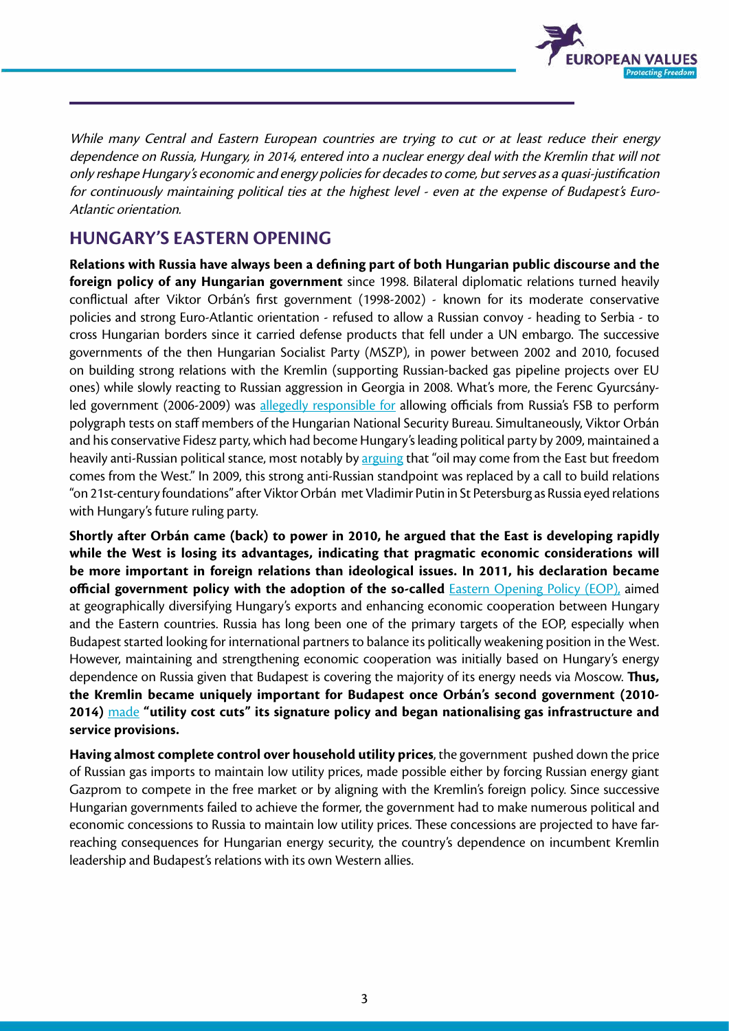*While many Central and Eastern European countries are trying to cut or at least reduce their energy dependence on Russia, Hungary, in 2014, entered into a nuclear energy deal with the Kremlin that will not only reshape Hungary's economic and energy policies for decades to come, but serves as a quasi-justification for continuously maintaining political ties at the highest level - even at the expense of Budapest's Euro-Atlantic orientation.*

## HUNGARY'S EASTERN OPENING

**Relations with Russia have always been a defining part of both Hungarian public discourse and the foreign policy of any Hungarian government** since 1998. Bilateral diplomatic relations turned heavily conflictual after Viktor Orbán's first government (1998-2002) - known for its moderate conservative policies and strong Euro-Atlantic orientation - refused to allow a Russian convoy - heading to Serbia - to cross Hungarian borders since it carried defense products that fell under a UN embargo. The successive governments of the then Hungarian Socialist Party (MSZP), in power between 2002 and 2010, focused on building strong relations with the Kremlin (supporting Russian-backed gas pipeline projects over EU ones) while slowly reacting to Russian aggression in Georgia in 2008. What's more, the Ferenc Gyurcsány-led government (2006-2009) was allegedly responsible for allowing officials from Russia's FSB to perform polygraph tests on staff members of the Hungarian National Security Bureau. Simultaneously, Viktor Orbán and his conservative Fidesz party, which had become Hungary's leading political party by 2009, maintained a heavily anti-Russian political stance, most notably by arguing that "oil may come from the East but freedom comes from the West." In 2009, this strong anti-Russian standpoint was replaced by a call to build relations "on 21st-century foundations" after Viktor Orbán met Vladimir Putin in St Petersburg as Russia eyed relations with Hungary's future ruling party.

**Shortly after Orbán came (back) to power in 2010, he argued that the East is developing rapidly while the West is losing its advantages, indicating that pragmatic economic considerations will be more important in foreign relations than ideological issues. In 2011, his declaration became official government policy with the adoption of the so-called** Eastern Opening Policy (EOP), aimed at geographically diversifying Hungary's exports and enhancing economic cooperation between Hungary and the Eastern countries. Russia has long been one of the primary targets of the EOP, especially when Budapest started looking for international partners to balance its politically weakening position in the West. However, maintaining and strengthening economic cooperation was initially based on Hungary's energy dependence on Russia given that Budapest is covering the majority of its energy needs via Moscow. **Thus, the Kremlin became uniquely important for Budapest once Orbán's second government (2010-2014)** made **"utility cost cuts" its signature policy and began nationalising gas infrastructure and service provisions.**

**Having almost complete control over household utility prices**, the government pushed down the price of Russian gas imports to maintain low utility prices, made possible either by forcing Russian energy giant Gazprom to compete in the free market or by aligning with the Kremlin's foreign policy. Since successive Hungarian governments failed to achieve the former, the government had to make numerous political and economic concessions to Russia to maintain low utility prices. These concessions are projected to have far-reaching consequences for Hungarian energy security, the country's dependence on incumbent Kremlin leadership and Budapest's relations with its own Western allies.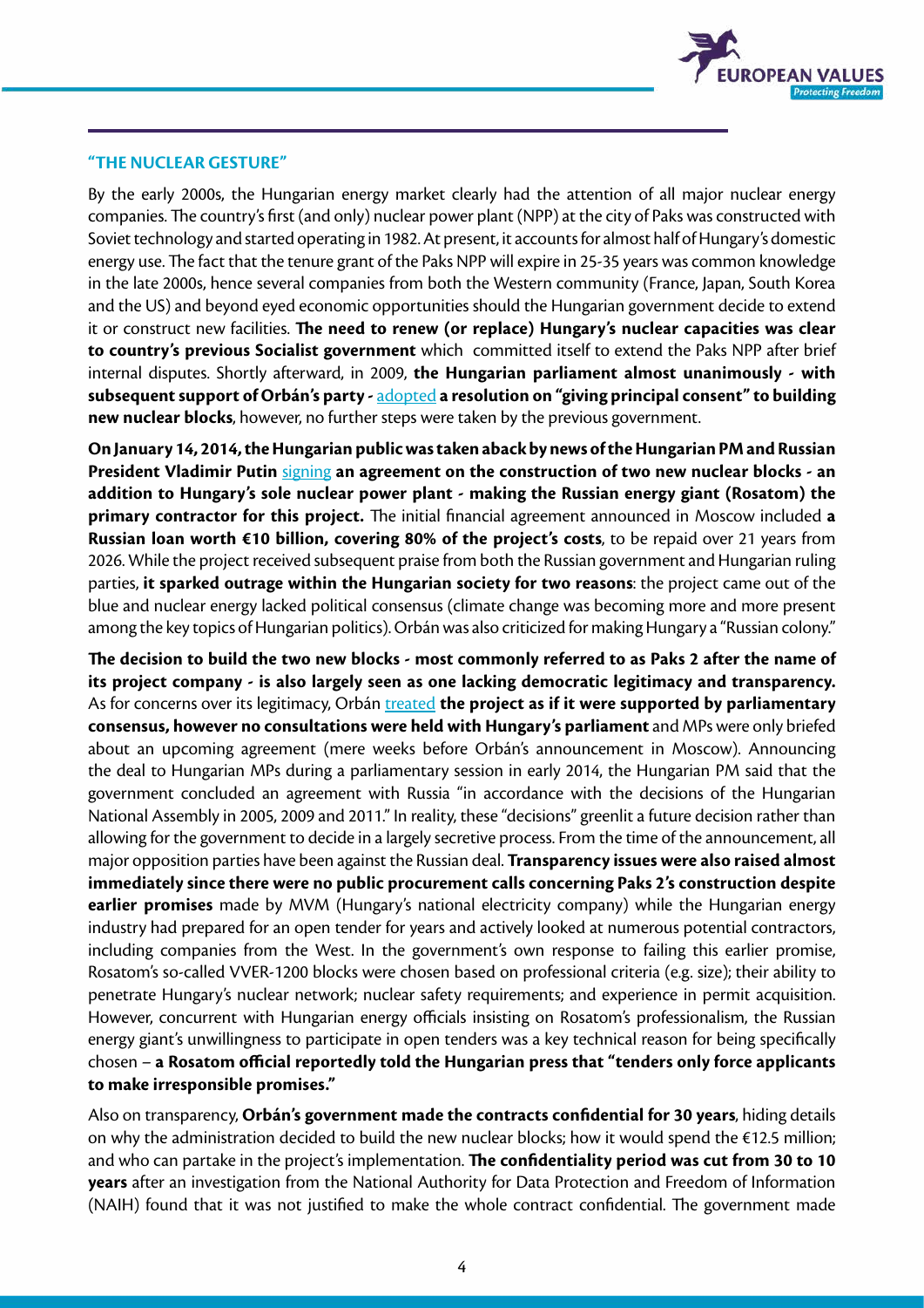## "THE NUCLEAR GESTURE"

By the early 2000s, the Hungarian energy market clearly had the attention of all major nuclear energy companies. The country's first (and only) nuclear power plant (NPP) at the city of Paks was constructed with Soviet technology and started operating in 1982. At present, it accounts for almost half of Hungary's domestic energy use. The fact that the tenure grant of the Paks NPP will expire in 25-35 years was common knowledge in the late 2000s, hence several companies from both the Western community (France, Japan, South Korea and the US) and beyond eyed economic opportunities should the Hungarian government decide to extend it or construct new facilities. **The need to renew (or replace) Hungary's nuclear capacities was clear to country's previous Socialist government** which committed itself to extend the Paks NPP after brief internal disputes. Shortly afterward, in 2009, **the Hungarian parliament almost unanimously - with subsequent support of Orbán's party -** adopted **a resolution on "giving principal consent" to building new nuclear blocks**, however, no further steps were taken by the previous government.

**On January 14, 2014, the Hungarian public was taken aback by news of the Hungarian PM and Russian President Vladimir Putin** signing **an agreement on the construction of two new nuclear blocks - an addition to Hungary's sole nuclear power plant - making the Russian energy giant (Rosatom) the primary contractor for this project.** The initial financial agreement announced in Moscow included **a Russian loan worth €10 billion, covering 80% of the project's costs**, to be repaid over 21 years from 2026. While the project received subsequent praise from both the Russian government and Hungarian ruling parties, **it sparked outrage within the Hungarian society for two reasons**: the project came out of the blue and nuclear energy lacked political consensus (climate change was becoming more and more present among the key topics of Hungarian politics). Orbán was also criticized for making Hungary a "Russian colony."

**The decision to build the two new blocks - most commonly referred to as Paks 2 after the name of its project company - is also largely seen as one lacking democratic legitimacy and transparency.** As for concerns over its legitimacy, Orbán treated **the project as if it were supported by parliamentary consensus, however no consultations were held with Hungary's parliament** and MPs were only briefed about an upcoming agreement (mere weeks before Orbán's announcement in Moscow). Announcing the deal to Hungarian MPs during a parliamentary session in early 2014, the Hungarian PM said that the government concluded an agreement with Russia "in accordance with the decisions of the Hungarian National Assembly in 2005, 2009 and 2011." In reality, these "decisions" greenlit a future decision rather than allowing for the government to decide in a largely secretive process. From the time of the announcement, all major opposition parties have been against the Russian deal. **Transparency issues were also raised almost immediately since there were no public procurement calls concerning Paks 2's construction despite earlier promises** made by MVM (Hungary's national electricity company) while the Hungarian energy industry had prepared for an open tender for years and actively looked at numerous potential contractors, including companies from the West. In the government's own response to failing this earlier promise, Rosatom's so-called VVER-1200 blocks were chosen based on professional criteria (e.g. size); their ability to penetrate Hungary's nuclear network; nuclear safety requirements; and experience in permit acquisition. However, concurrent with Hungarian energy officials insisting on Rosatom's professionalism, the Russian energy giant's unwillingness to participate in open tenders was a key technical reason for being specifically chosen – **a Rosatom official reportedly told the Hungarian press that "tenders only force applicants to make irresponsible promises."**

Also on transparency, **Orbán's government made the contracts confidential for 30 years**, hiding details on why the administration decided to build the new nuclear blocks; how it would spend the €12.5 million; and who can partake in the project's implementation. **The confidentiality period was cut from 30 to 10 years** after an investigation from the National Authority for Data Protection and Freedom of Information (NAIH) found that it was not justified to make the whole contract confidential. The government made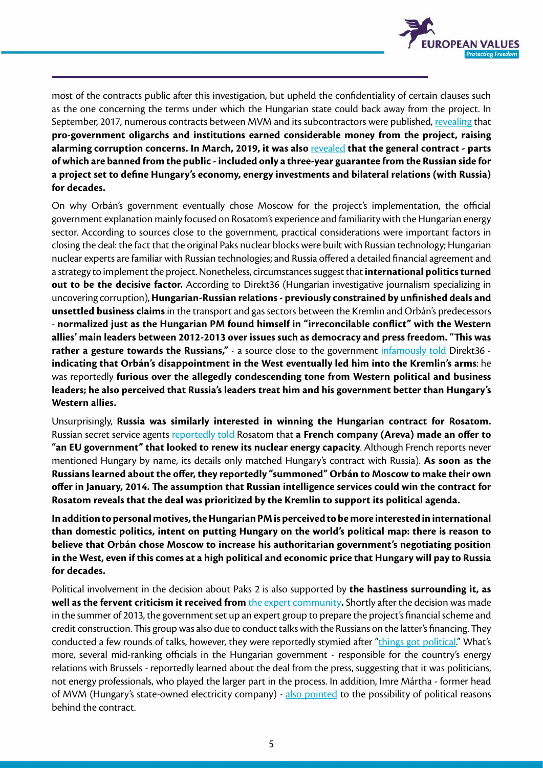most of the contracts public after this investigation, but upheld the confidentiality of certain clauses such as the one concerning the terms under which the Hungarian state could back away from the project. In September, 2017, numerous contracts between MVM and its subcontractors were published, revealing that **pro-government oligarchs and institutions earned considerable money from the project, raising alarming corruption concerns. In March, 2019, it was also** revealed **that the general contract - parts of which are banned from the public - included only a three-year guarantee from the Russian side for a project set to define Hungary's economy, energy investments and bilateral relations (with Russia) for decades.**

On why Orbán's government eventually chose Moscow for the project's implementation, the official government explanation mainly focused on Rosatom's experience and familiarity with the Hungarian energy sector. According to sources close to the government, practical considerations were important factors in closing the deal: the fact that the original Paks nuclear blocks were built with Russian technology; Hungarian nuclear experts are familiar with Russian technologies; and Russia offered a detailed financial agreement and a strategy to implement the project. Nonetheless, circumstances suggest that **international politics turned out to be the decisive factor.** According to Direkt36 (Hungarian investigative journalism specializing in uncovering corruption), **Hungarian-Russian relations - previously constrained by unfinished deals and unsettled business claims** in the transport and gas sectors between the Kremlin and Orbán's predecessors - **normalized just as the Hungarian PM found himself in "irreconcilable conflict" with the Western allies' main leaders between 2012-2013 over issues such as democracy and press freedom. "This was rather a gesture towards the Russians,"** - a source close to the government infamously told Direkt36 - **indicating that Orbán's disappointment in the West eventually led him into the Kremlin's arms**: he was reportedly **furious over the allegedly condescending tone from Western political and business leaders; he also perceived that Russia's leaders treat him and his government better than Hungary's Western allies.**

Unsurprisingly, **Russia was similarly interested in winning the Hungarian contract for Rosatom.** Russian secret service agents reportedly told Rosatom that **a French company (Areva) made an offer to "an EU government" that looked to renew its nuclear energy capacity**. Although French reports never mentioned Hungary by name, its details only matched Hungary's contract with Russia). **As soon as the Russians learned about the offer, they reportedly "summoned" Orbán to Moscow to make their own offer in January, 2014. The assumption that Russian intelligence services could win the contract for Rosatom reveals that the deal was prioritized by the Kremlin to support its political agenda.**

**In addition to personal motives, the Hungarian PM is perceived to be more interested in international than domestic politics, intent on putting Hungary on the world's political map: there is reason to believe that Orbán chose Moscow to increase his authoritarian government's negotiating position in the West, even if this comes at a high political and economic price that Hungary will pay to Russia for decades.**

Political involvement in the decision about Paks 2 is also supported by **the hastiness surrounding it, as well as the fervent criticism it received from** the expert community**.** Shortly after the decision was made in the summer of 2013, the government set up an expert group to prepare the project's financial scheme and credit construction. This group was also due to conduct talks with the Russians on the latter's financing. They conducted a few rounds of talks, however, they were reportedly stymied after "things got political." What's more, several mid-ranking officials in the Hungarian government - responsible for the country's energy relations with Brussels - reportedly learned about the deal from the press, suggesting that it was politicians, not energy professionals, who played the larger part in the process. In addition, Imre Mártha - former head of MVM (Hungary's state-owned electricity company) - also pointed to the possibility of political reasons behind the contract.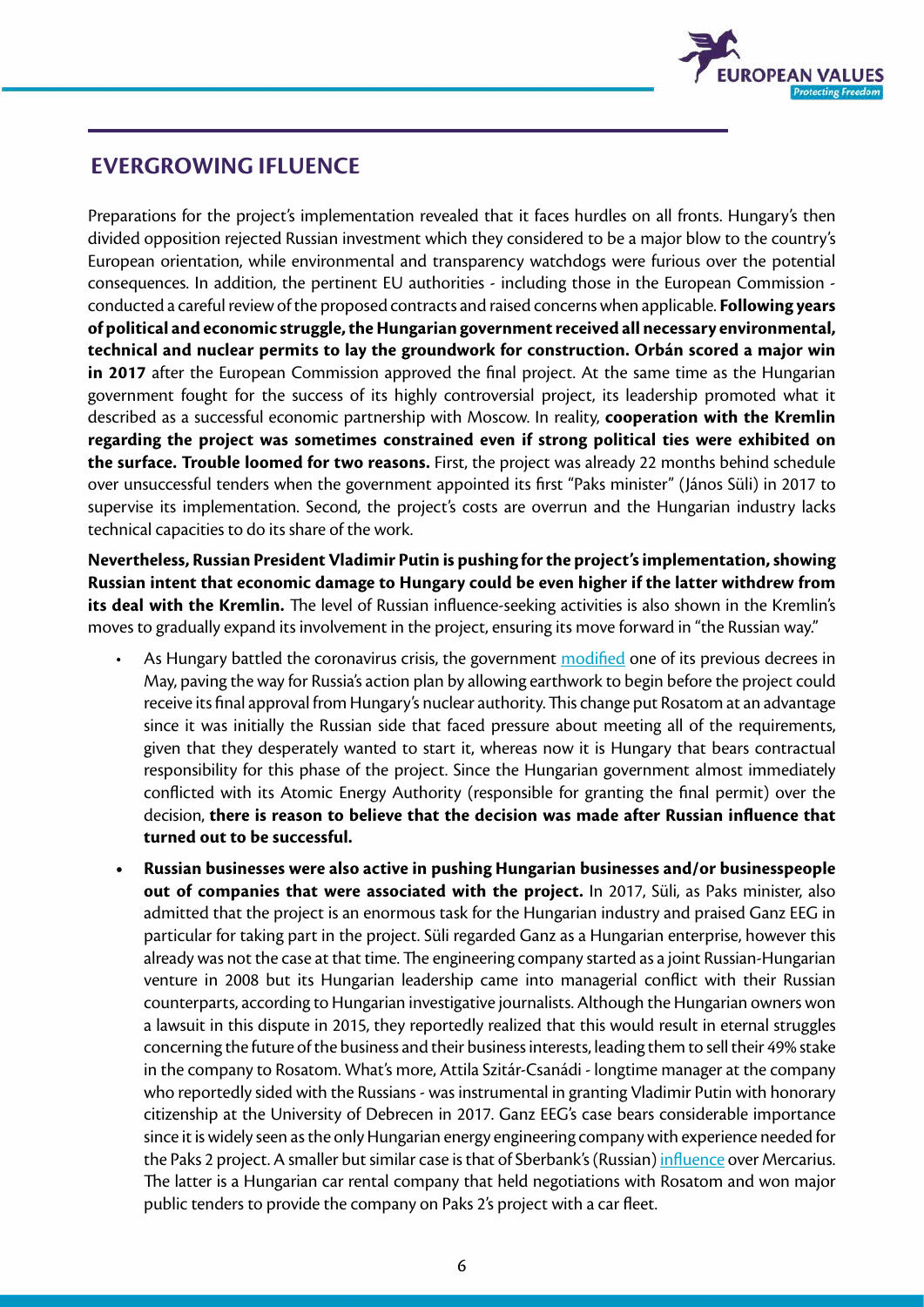## EVERGROWING IFLUENCE

Preparations for the project's implementation revealed that it faces hurdles on all fronts. Hungary's then divided opposition rejected Russian investment which they considered to be a major blow to the country's European orientation, while environmental and transparency watchdogs were furious over the potential consequences. In addition, the pertinent EU authorities - including those in the European Commission - conducted a careful review of the proposed contracts and raised concerns when applicable. **Following years of political and economic struggle, the Hungarian government received all necessary environmental, technical and nuclear permits to lay the groundwork for construction. Orbán scored a major win in 2017** after the European Commission approved the final project. At the same time as the Hungarian government fought for the success of its highly controversial project, its leadership promoted what it described as a successful economic partnership with Moscow. In reality, **cooperation with the Kremlin regarding the project was sometimes constrained even if strong political ties were exhibited on the surface. Trouble loomed for two reasons.** First, the project was already 22 months behind schedule over unsuccessful tenders when the government appointed its first "Paks minister" (János Süli) in 2017 to supervise its implementation. Second, the project's costs are overrun and the Hungarian industry lacks technical capacities to do its share of the work.

**Nevertheless, Russian President Vladimir Putin is pushing for the project's implementation, showing Russian intent that economic damage to Hungary could be even higher if the latter withdrew from its deal with the Kremlin.** The level of Russian influence-seeking activities is also shown in the Kremlin's moves to gradually expand its involvement in the project, ensuring its move forward in "the Russian way."

- As Hungary battled the coronavirus crisis, the government modified one of its previous decrees in May, paving the way for Russia's action plan by allowing earthwork to begin before the project could receive its final approval from Hungary's nuclear authority. This change put Rosatom at an advantage since it was initially the Russian side that faced pressure about meeting all of the requirements, given that they desperately wanted to start it, whereas now it is Hungary that bears contractual responsibility for this phase of the project. Since the Hungarian government almost immediately conflicted with its Atomic Energy Authority (responsible for granting the final permit) over the decision, **there is reason to believe that the decision was made after Russian influence that turned out to be successful.**
- **Russian businesses were also active in pushing Hungarian businesses and/or businesspeople out of companies that were associated with the project.** In 2017, Süli, as Paks minister, also admitted that the project is an enormous task for the Hungarian industry and praised Ganz EEG in particular for taking part in the project. Süli regarded Ganz as a Hungarian enterprise, however this already was not the case at that time. The engineering company started as a joint Russian-Hungarian venture in 2008 but its Hungarian leadership came into managerial conflict with their Russian counterparts, according to Hungarian investigative journalists. Although the Hungarian owners won a lawsuit in this dispute in 2015, they reportedly realized that this would result in eternal struggles concerning the future of the business and their business interests, leading them to sell their 49% stake in the company to Rosatom. What's more, Attila Szitár-Csanádi - longtime manager at the company who reportedly sided with the Russians - was instrumental in granting Vladimir Putin with honorary citizenship at the University of Debrecen in 2017. Ganz EEG's case bears considerable importance since it is widely seen as the only Hungarian energy engineering company with experience needed for the Paks 2 project. A smaller but similar case is that of Sberbank's (Russian) influence over Mercarius. The latter is a Hungarian car rental company that held negotiations with Rosatom and won major public tenders to provide the company on Paks 2's project with a car fleet.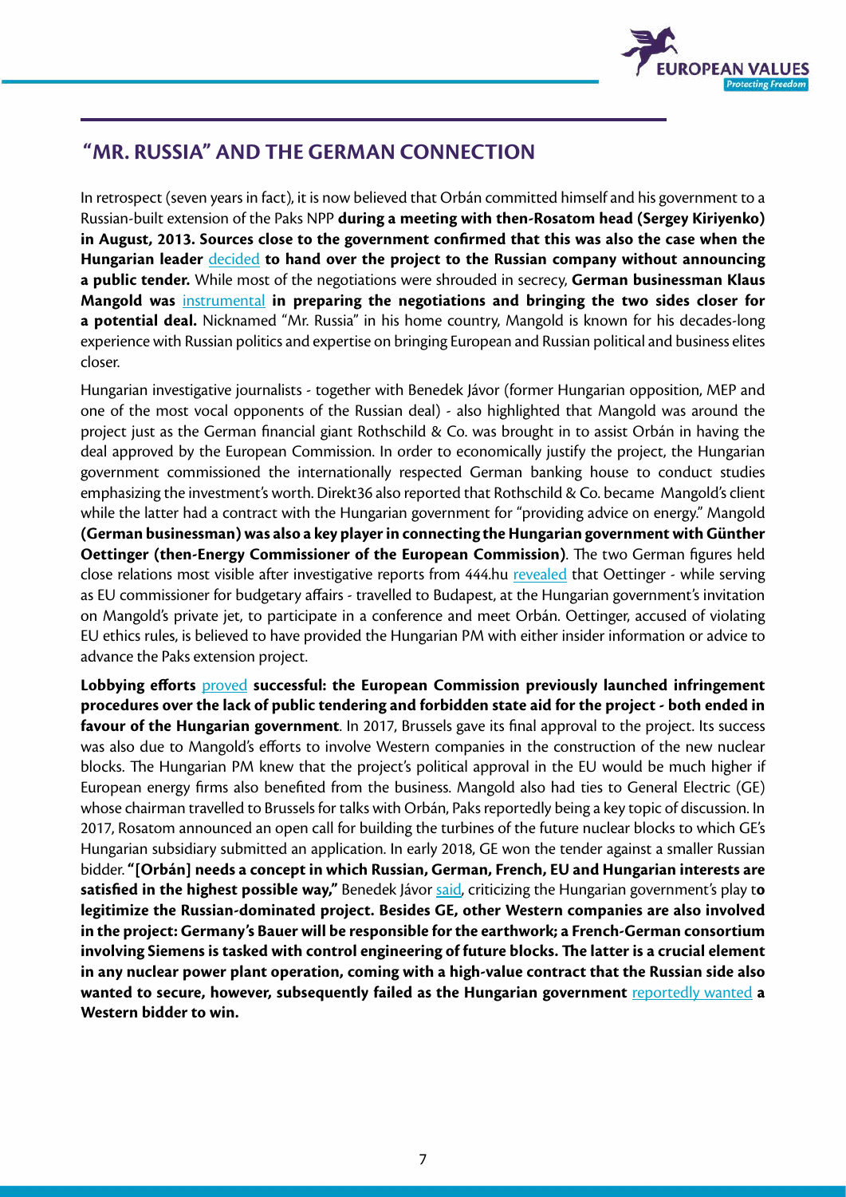## "MR. RUSSIA" AND THE GERMAN CONNECTION

In retrospect (seven years in fact), it is now believed that Orbán committed himself and his government to a Russian-built extension of the Paks NPP **during a meeting with then-Rosatom head (Sergey Kiriyenko) in August, 2013. Sources close to the government confirmed that this was also the case when the Hungarian leader** decided **to hand over the project to the Russian company without announcing a public tender.** While most of the negotiations were shrouded in secrecy, **German businessman Klaus Mangold was** instrumental **in preparing the negotiations and bringing the two sides closer for a potential deal.** Nicknamed "Mr. Russia" in his home country, Mangold is known for his decades-long experience with Russian politics and expertise on bringing European and Russian political and business elites closer.

Hungarian investigative journalists - together with Benedek Jávor (former Hungarian opposition, MEP and one of the most vocal opponents of the Russian deal) - also highlighted that Mangold was around the project just as the German financial giant Rothschild & Co. was brought in to assist Orbán in having the deal approved by the European Commission. In order to economically justify the project, the Hungarian government commissioned the internationally respected German banking house to conduct studies emphasizing the investment's worth. Direkt36 also reported that Rothschild & Co. became Mangold's client while the latter had a contract with the Hungarian government for "providing advice on energy." Mangold **(German businessman) was also a key player in connecting the Hungarian government with Günther Oettinger (then-Energy Commissioner of the European Commission)**. The two German figures held close relations most visible after investigative reports from 444.hu revealed that Oettinger - while serving as EU commissioner for budgetary affairs - travelled to Budapest, at the Hungarian government's invitation on Mangold's private jet, to participate in a conference and meet Orbán. Oettinger, accused of violating EU ethics rules, is believed to have provided the Hungarian PM with either insider information or advice to advance the Paks extension project.

**Lobbying efforts** proved **successful: the European Commission previously launched infringement procedures over the lack of public tendering and forbidden state aid for the project - both ended in favour of the Hungarian government**. In 2017, Brussels gave its final approval to the project. Its success was also due to Mangold's efforts to involve Western companies in the construction of the new nuclear blocks. The Hungarian PM knew that the project's political approval in the EU would be much higher if European energy firms also benefited from the business. Mangold also had ties to General Electric (GE) whose chairman travelled to Brussels for talks with Orbán, Paks reportedly being a key topic of discussion. In 2017, Rosatom announced an open call for building the turbines of the future nuclear blocks to which GE's Hungarian subsidiary submitted an application. In early 2018, GE won the tender against a smaller Russian bidder. **"[Orbán] needs a concept in which Russian, German, French, EU and Hungarian interests are satisfied in the highest possible way,"** Benedek Jávor said, criticizing the Hungarian government's play t**o legitimize the Russian-dominated project. Besides GE, other Western companies are also involved in the project: Germany's Bauer will be responsible for the earthwork; a French-German consortium involving Siemens is tasked with control engineering of future blocks. The latter is a crucial element in any nuclear power plant operation, coming with a high-value contract that the Russian side also wanted to secure, however, subsequently failed as the Hungarian government** reportedly wanted **a Western bidder to win.**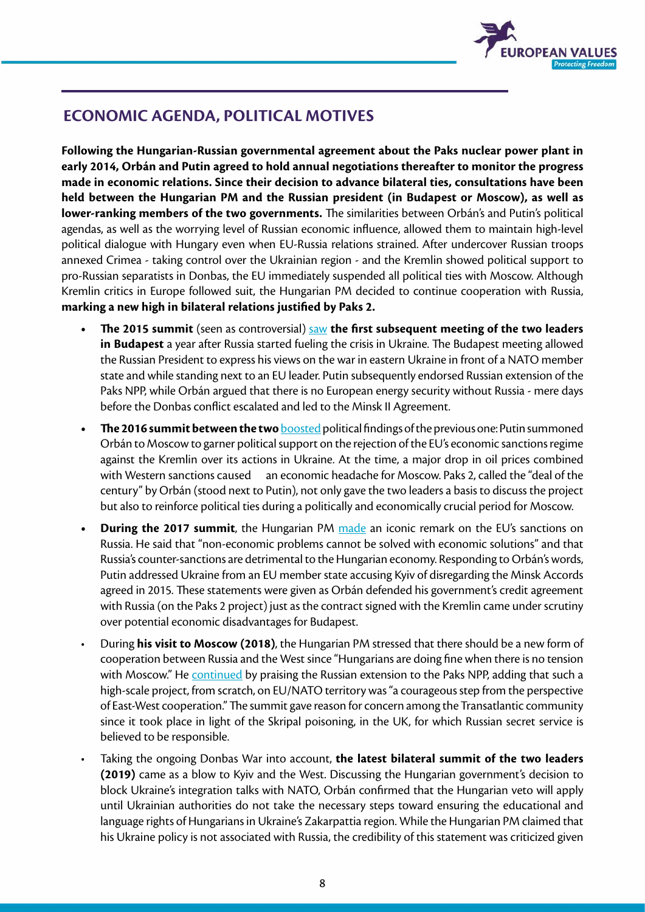## ECONOMIC AGENDA, POLITICAL MOTIVES

**Following the Hungarian-Russian governmental agreement about the Paks nuclear power plant in early 2014, Orbán and Putin agreed to hold annual negotiations thereafter to monitor the progress made in economic relations. Since their decision to advance bilateral ties, consultations have been held between the Hungarian PM and the Russian president (in Budapest or Moscow), as well as lower-ranking members of the two governments.** The similarities between Orbán's and Putin's political agendas, as well as the worrying level of Russian economic influence, allowed them to maintain high-level political dialogue with Hungary even when EU-Russia relations strained. After undercover Russian troops annexed Crimea - taking control over the Ukrainian region - and the Kremlin showed political support to pro-Russian separatists in Donbas, the EU immediately suspended all political ties with Moscow. Although Kremlin critics in Europe followed suit, the Hungarian PM decided to continue cooperation with Russia, **marking a new high in bilateral relations justified by Paks 2.**

- **The 2015 summit** (seen as controversial) saw **the first subsequent meeting of the two leaders in Budapest** a year after Russia started fueling the crisis in Ukraine. The Budapest meeting allowed the Russian President to express his views on the war in eastern Ukraine in front of a NATO member state and while standing next to an EU leader. Putin subsequently endorsed Russian extension of the Paks NPP, while Orbán argued that there is no European energy security without Russia - mere days before the Donbas conflict escalated and led to the Minsk II Agreement.
- **The 2016 summit between the two** boosted political findings of the previous one: Putin summoned Orbán to Moscow to garner political support on the rejection of the EU's economic sanctions regime against the Kremlin over its actions in Ukraine. At the time, a major drop in oil prices combined with Western sanctions caused an economic headache for Moscow. Paks 2, called the "deal of the century" by Orbán (stood next to Putin), not only gave the two leaders a basis to discuss the project but also to reinforce political ties during a politically and economically crucial period for Moscow.
- **During the 2017 summit**, the Hungarian PM made an iconic remark on the EU's sanctions on Russia. He said that "non-economic problems cannot be solved with economic solutions" and that Russia's counter-sanctions are detrimental to the Hungarian economy. Responding to Orbán's words, Putin addressed Ukraine from an EU member state accusing Kyiv of disregarding the Minsk Accords agreed in 2015. These statements were given as Orbán defended his government's credit agreement with Russia (on the Paks 2 project) just as the contract signed with the Kremlin came under scrutiny over potential economic disadvantages for Budapest.
- During **his visit to Moscow (2018)**, the Hungarian PM stressed that there should be a new form of cooperation between Russia and the West since "Hungarians are doing fine when there is no tension with Moscow." He continued by praising the Russian extension to the Paks NPP, adding that such a high-scale project, from scratch, on EU/NATO territory was "a courageous step from the perspective of East-West cooperation." The summit gave reason for concern among the Transatlantic community since it took place in light of the Skripal poisoning, in the UK, for which Russian secret service is believed to be responsible.
- Taking the ongoing Donbas War into account, **the latest bilateral summit of the two leaders (2019)** came as a blow to Kyiv and the West. Discussing the Hungarian government's decision to block Ukraine's integration talks with NATO, Orbán confirmed that the Hungarian veto will apply until Ukrainian authorities do not take the necessary steps toward ensuring the educational and language rights of Hungarians in Ukraine's Zakarpattia region. While the Hungarian PM claimed that his Ukraine policy is not associated with Russia, the credibility of this statement was criticized given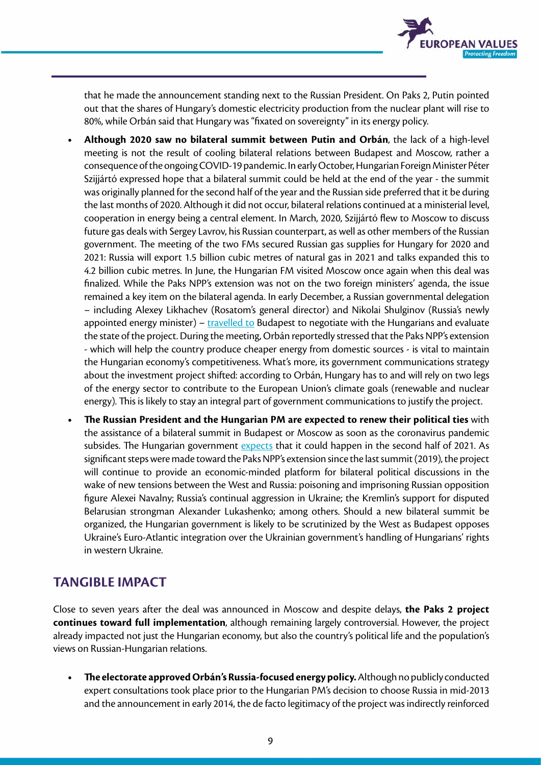that he made the announcement standing next to the Russian President. On Paks 2, Putin pointed out that the shares of Hungary's domestic electricity production from the nuclear plant will rise to 80%, while Orbán said that Hungary was "fixated on sovereignty" in its energy policy.

- **Although 2020 saw no bilateral summit between Putin and Orbán**, the lack of a high-level meeting is not the result of cooling bilateral relations between Budapest and Moscow, rather a consequence of the ongoing COVID-19 pandemic. In early October, Hungarian Foreign Minister Péter Szijjártó expressed hope that a bilateral summit could be held at the end of the year - the summit was originally planned for the second half of the year and the Russian side preferred that it be during the last months of 2020. Although it did not occur, bilateral relations continued at a ministerial level, cooperation in energy being a central element. In March, 2020, Szijjártó flew to Moscow to discuss future gas deals with Sergey Lavrov, his Russian counterpart, as well as other members of the Russian government. The meeting of the two FMs secured Russian gas supplies for Hungary for 2020 and 2021: Russia will export 1.5 billion cubic metres of natural gas in 2021 and talks expanded this to 4.2 billion cubic metres. In June, the Hungarian FM visited Moscow once again when this deal was finalized. While the Paks NPP's extension was not on the two foreign ministers' agenda, the issue remained a key item on the bilateral agenda. In early December, a Russian governmental delegation – including Alexey Likhachev (Rosatom's general director) and Nikolai Shulginov (Russia's newly appointed energy minister) – travelled to Budapest to negotiate with the Hungarians and evaluate the state of the project. During the meeting, Orbán reportedly stressed that the Paks NPP's extension - which will help the country produce cheaper energy from domestic sources - is vital to maintain the Hungarian economy's competitiveness. What's more, its government communications strategy about the investment project shifted: according to Orbán, Hungary has to and will rely on two legs of the energy sector to contribute to the European Union's climate goals (renewable and nuclear energy). This is likely to stay an integral part of government communications to justify the project.
- **The Russian President and the Hungarian PM are expected to renew their political ties** with the assistance of a bilateral summit in Budapest or Moscow as soon as the coronavirus pandemic subsides. The Hungarian government expects that it could happen in the second half of 2021. As significant steps were made toward the Paks NPP's extension since the last summit (2019), the project will continue to provide an economic-minded platform for bilateral political discussions in the wake of new tensions between the West and Russia: poisoning and imprisoning Russian opposition figure Alexei Navalny; Russia's continual aggression in Ukraine; the Kremlin's support for disputed Belarusian strongman Alexander Lukashenko; among others. Should a new bilateral summit be organized, the Hungarian government is likely to be scrutinized by the West as Budapest opposes Ukraine's Euro-Atlantic integration over the Ukrainian government's handling of Hungarians' rights in western Ukraine.

## TANGIBLE IMPACT

Close to seven years after the deal was announced in Moscow and despite delays, **the Paks 2 project continues toward full implementation**, although remaining largely controversial. However, the project already impacted not just the Hungarian economy, but also the country's political life and the population's views on Russian-Hungarian relations.

- **The electorate approved Orbán's Russia-focused energy policy.** Although no publicly conducted expert consultations took place prior to the Hungarian PM's decision to choose Russia in mid-2013 and the announcement in early 2014, the de facto legitimacy of the project was indirectly reinforced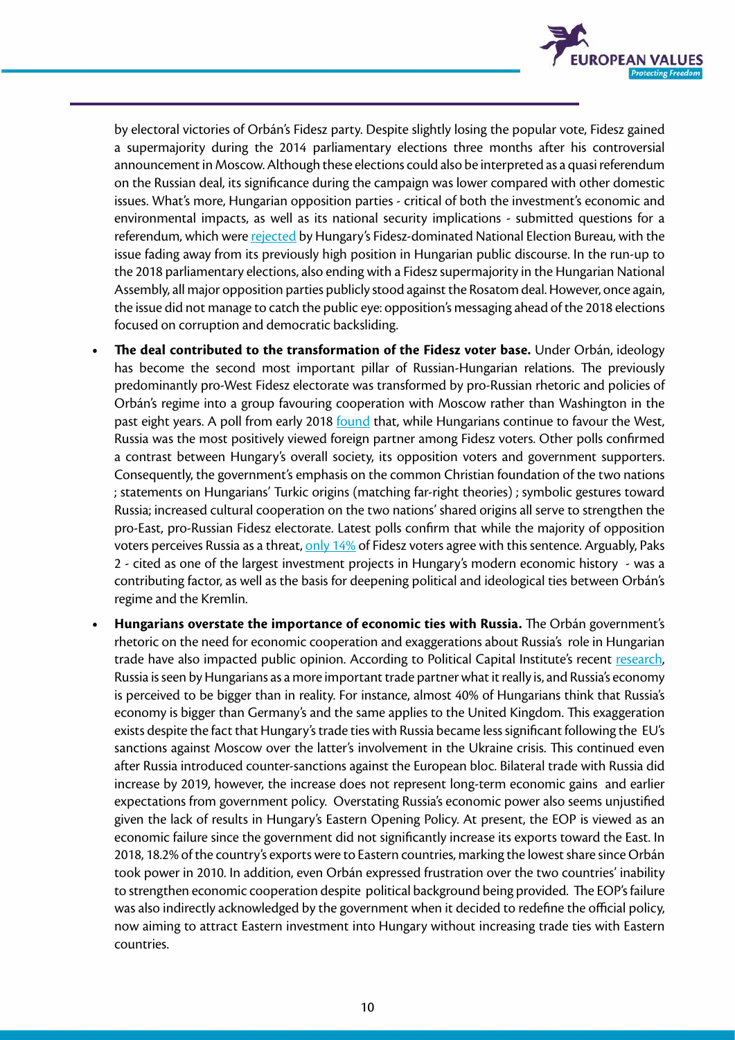by electoral victories of Orbán's Fidesz party. Despite slightly losing the popular vote, Fidesz gained a supermajority during the 2014 parliamentary elections three months after his controversial announcement in Moscow. Although these elections could also be interpreted as a quasi referendum on the Russian deal, its significance during the campaign was lower compared with other domestic issues. What's more, Hungarian opposition parties - critical of both the investment's economic and environmental impacts, as well as its national security implications - submitted questions for a referendum, which were rejected by Hungary's Fidesz-dominated National Election Bureau, with the issue fading away from its previously high position in Hungarian public discourse. In the run-up to the 2018 parliamentary elections, also ending with a Fidesz supermajority in the Hungarian National Assembly, all major opposition parties publicly stood against the Rosatom deal. However, once again, the issue did not manage to catch the public eye: opposition's messaging ahead of the 2018 elections focused on corruption and democratic backsliding.

- **The deal contributed to the transformation of the Fidesz voter base.** Under Orbán, ideology has become the second most important pillar of Russian-Hungarian relations. The previously predominantly pro-West Fidesz electorate was transformed by pro-Russian rhetoric and policies of Orbán's regime into a group favouring cooperation with Moscow rather than Washington in the past eight years. A poll from early 2018 found that, while Hungarians continue to favour the West, Russia was the most positively viewed foreign partner among Fidesz voters. Other polls confirmed a contrast between Hungary's overall society, its opposition voters and government supporters. Consequently, the government's emphasis on the common Christian foundation of the two nations ; statements on Hungarians' Turkic origins (matching far-right theories) ; symbolic gestures toward Russia; increased cultural cooperation on the two nations' shared origins all serve to strengthen the pro-East, pro-Russian Fidesz electorate. Latest polls confirm that while the majority of opposition voters perceives Russia as a threat, only 14% of Fidesz voters agree with this sentence. Arguably, Paks 2 - cited as one of the largest investment projects in Hungary's modern economic history - was a contributing factor, as well as the basis for deepening political and ideological ties between Orbán's regime and the Kremlin.

- **Hungarians overstate the importance of economic ties with Russia.** The Orbán government's rhetoric on the need for economic cooperation and exaggerations about Russia's role in Hungarian trade have also impacted public opinion. According to Political Capital Institute's recent research, Russia is seen by Hungarians as a more important trade partner what it really is, and Russia's economy is perceived to be bigger than in reality. For instance, almost 40% of Hungarians think that Russia's economy is bigger than Germany's and the same applies to the United Kingdom. This exaggeration exists despite the fact that Hungary's trade ties with Russia became less significant following the EU's sanctions against Moscow over the latter's involvement in the Ukraine crisis. This continued even after Russia introduced counter-sanctions against the European bloc. Bilateral trade with Russia did increase by 2019, however, the increase does not represent long-term economic gains and earlier expectations from government policy. Overstating Russia's economic power also seems unjustified given the lack of results in Hungary's Eastern Opening Policy. At present, the EOP is viewed as an economic failure since the government did not significantly increase its exports toward the East. In 2018, 18.2% of the country's exports were to Eastern countries, marking the lowest share since Orbán took power in 2010. In addition, even Orbán expressed frustration over the two countries' inability to strengthen economic cooperation despite political background being provided. The EOP's failure was also indirectly acknowledged by the government when it decided to redefine the official policy, now aiming to attract Eastern investment into Hungary without increasing trade ties with Eastern countries.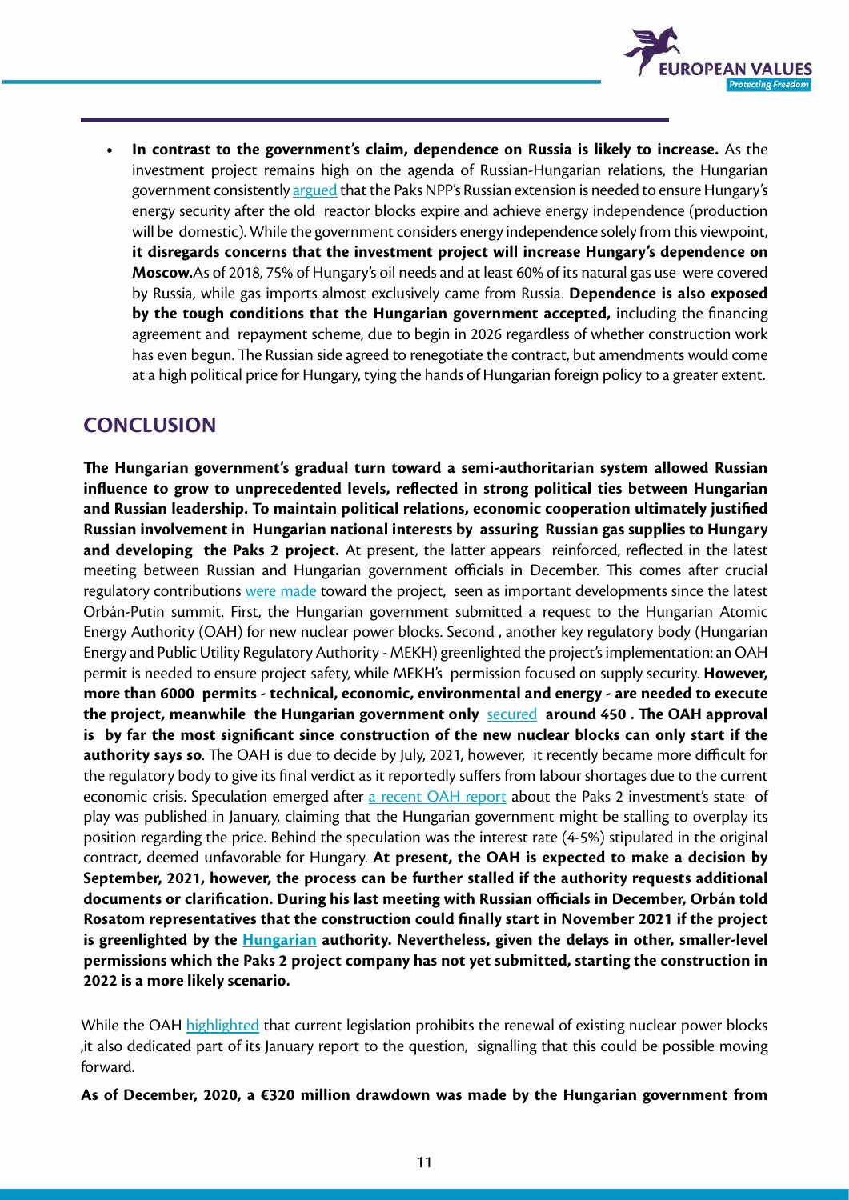- **In contrast to the government's claim, dependence on Russia is likely to increase.** As the investment project remains high on the agenda of Russian-Hungarian relations, the Hungarian government consistently argued that the Paks NPP's Russian extension is needed to ensure Hungary's energy security after the old reactor blocks expire and achieve energy independence (production will be domestic). While the government considers energy independence solely from this viewpoint, **it disregards concerns that the investment project will increase Hungary's dependence on Moscow.**As of 2018, 75% of Hungary's oil needs and at least 60% of its natural gas use were covered by Russia, while gas imports almost exclusively came from Russia. **Dependence is also exposed by the tough conditions that the Hungarian government accepted,** including the financing agreement and repayment scheme, due to begin in 2026 regardless of whether construction work has even begun. The Russian side agreed to renegotiate the contract, but amendments would come at a high political price for Hungary, tying the hands of Hungarian foreign policy to a greater extent.

## CONCLUSION

**The Hungarian government's gradual turn toward a semi-authoritarian system allowed Russian influence to grow to unprecedented levels, reflected in strong political ties between Hungarian and Russian leadership. To maintain political relations, economic cooperation ultimately justified Russian involvement in Hungarian national interests by assuring Russian gas supplies to Hungary and developing the Paks 2 project.** At present, the latter appears reinforced, reflected in the latest meeting between Russian and Hungarian government officials in December. This comes after crucial regulatory contributions were made toward the project, seen as important developments since the latest Orbán-Putin summit. First, the Hungarian government submitted a request to the Hungarian Atomic Energy Authority (OAH) for new nuclear power blocks. Second , another key regulatory body (Hungarian Energy and Public Utility Regulatory Authority - MEKH) greenlighted the project's implementation: an OAH permit is needed to ensure project safety, while MEKH's permission focused on supply security. **However, more than 6000 permits - technical, economic, environmental and energy - are needed to execute the project, meanwhile the Hungarian government only** secured **around 450 . The OAH approval is by far the most significant since construction of the new nuclear blocks can only start if the authority says so**. The OAH is due to decide by July, 2021, however, it recently became more difficult for the regulatory body to give its final verdict as it reportedly suffers from labour shortages due to the current economic crisis. Speculation emerged after a recent OAH report about the Paks 2 investment's state of play was published in January, claiming that the Hungarian government might be stalling to overplay its position regarding the price. Behind the speculation was the interest rate (4-5%) stipulated in the original contract, deemed unfavorable for Hungary. **At present, the OAH is expected to make a decision by September, 2021, however, the process can be further stalled if the authority requests additional documents or clarification. During his last meeting with Russian officials in December, Orbán told Rosatom representatives that the construction could finally start in November 2021 if the project is greenlighted by the Hungarian authority. Nevertheless, given the delays in other, smaller-level permissions which the Paks 2 project company has not yet submitted, starting the construction in 2022 is a more likely scenario.**

While the OAH highlighted that current legislation prohibits the renewal of existing nuclear power blocks ,it also dedicated part of its January report to the question, signalling that this could be possible moving forward.

**As of December, 2020, a €320 million drawdown was made by the Hungarian government from**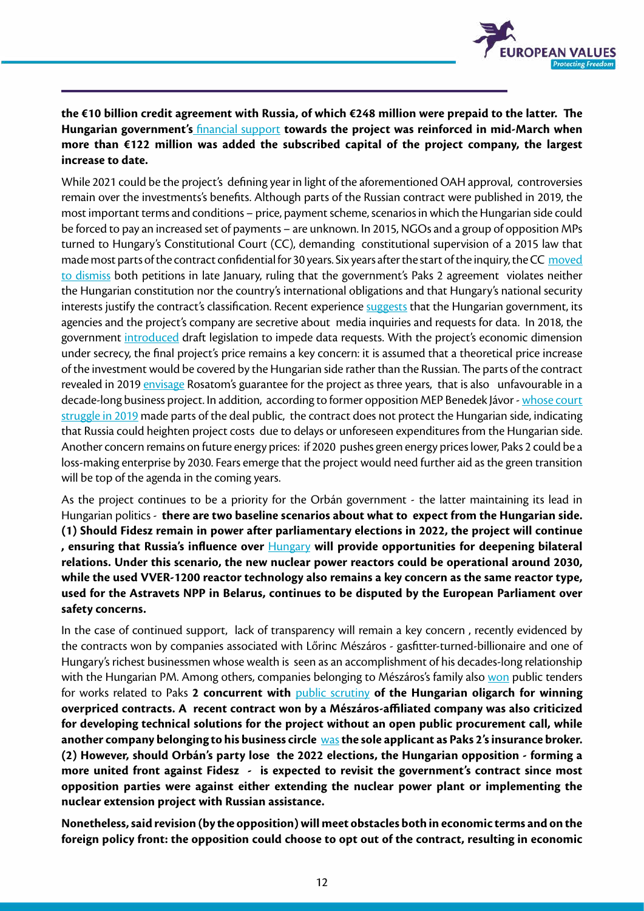**the €10 billion credit agreement with Russia, of which €248 million were prepaid to the latter. The Hungarian government's financial support towards the project was reinforced in mid-March when more than €122 million was added the subscribed capital of the project company, the largest increase to date.**

While 2021 could be the project's defining year in light of the aforementioned OAH approval, controversies remain over the investments's benefits. Although parts of the Russian contract were published in 2019, the most important terms and conditions – price, payment scheme, scenarios in which the Hungarian side could be forced to pay an increased set of payments – are unknown. In 2015, NGOs and a group of opposition MPs turned to Hungary's Constitutional Court (CC), demanding constitutional supervision of a 2015 law that made most parts of the contract confidential for 30 years. Six years after the start of the inquiry, the CC moved to dismiss both petitions in late January, ruling that the government's Paks 2 agreement violates neither the Hungarian constitution nor the country's international obligations and that Hungary's national security interests justify the contract's classification. Recent experience suggests that the Hungarian government, its agencies and the project's company are secretive about media inquiries and requests for data. In 2018, the government introduced draft legislation to impede data requests. With the project's economic dimension under secrecy, the final project's price remains a key concern: it is assumed that a theoretical price increase of the investment would be covered by the Hungarian side rather than the Russian. The parts of the contract revealed in 2019 envisage Rosatom's guarantee for the project as three years, that is also unfavourable in a decade-long business project. In addition, according to former opposition MEP Benedek Jávor - whose court struggle in 2019 made parts of the deal public, the contract does not protect the Hungarian side, indicating that Russia could heighten project costs due to delays or unforeseen expenditures from the Hungarian side. Another concern remains on future energy prices: if 2020 pushes green energy prices lower, Paks 2 could be a loss-making enterprise by 2030. Fears emerge that the project would need further aid as the green transition will be top of the agenda in the coming years.

As the project continues to be a priority for the Orbán government - the latter maintaining its lead in Hungarian politics - **there are two baseline scenarios about what to expect from the Hungarian side. (1) Should Fidesz remain in power after parliamentary elections in 2022, the project will continue , ensuring that Russia's influence over Hungary will provide opportunities for deepening bilateral relations. Under this scenario, the new nuclear power reactors could be operational around 2030, while the used VVER-1200 reactor technology also remains a key concern as the same reactor type, used for the Astravets NPP in Belarus, continues to be disputed by the European Parliament over safety concerns.**

In the case of continued support, lack of transparency will remain a key concern , recently evidenced by the contracts won by companies associated with Lőrinc Mészáros - gasfitter-turned-billionaire and one of Hungary's richest businessmen whose wealth is seen as an accomplishment of his decades-long relationship with the Hungarian PM. Among others, companies belonging to Mészáros's family also won public tenders for works related to Paks **2 concurrent with public scrutiny of the Hungarian oligarch for winning overpriced contracts. A recent contract won by a Mészáros-affiliated company was also criticized for developing technical solutions for the project without an open public procurement call, while another company belonging to his business circle was the sole applicant as Paks 2's insurance broker. (2) However, should Orbán's party lose the 2022 elections, the Hungarian opposition - forming a more united front against Fidesz - is expected to revisit the government's contract since most opposition parties were against either extending the nuclear power plant or implementing the nuclear extension project with Russian assistance.**

**Nonetheless, said revision (by the opposition) will meet obstacles both in economic terms and on the foreign policy front: the opposition could choose to opt out of the contract, resulting in economic**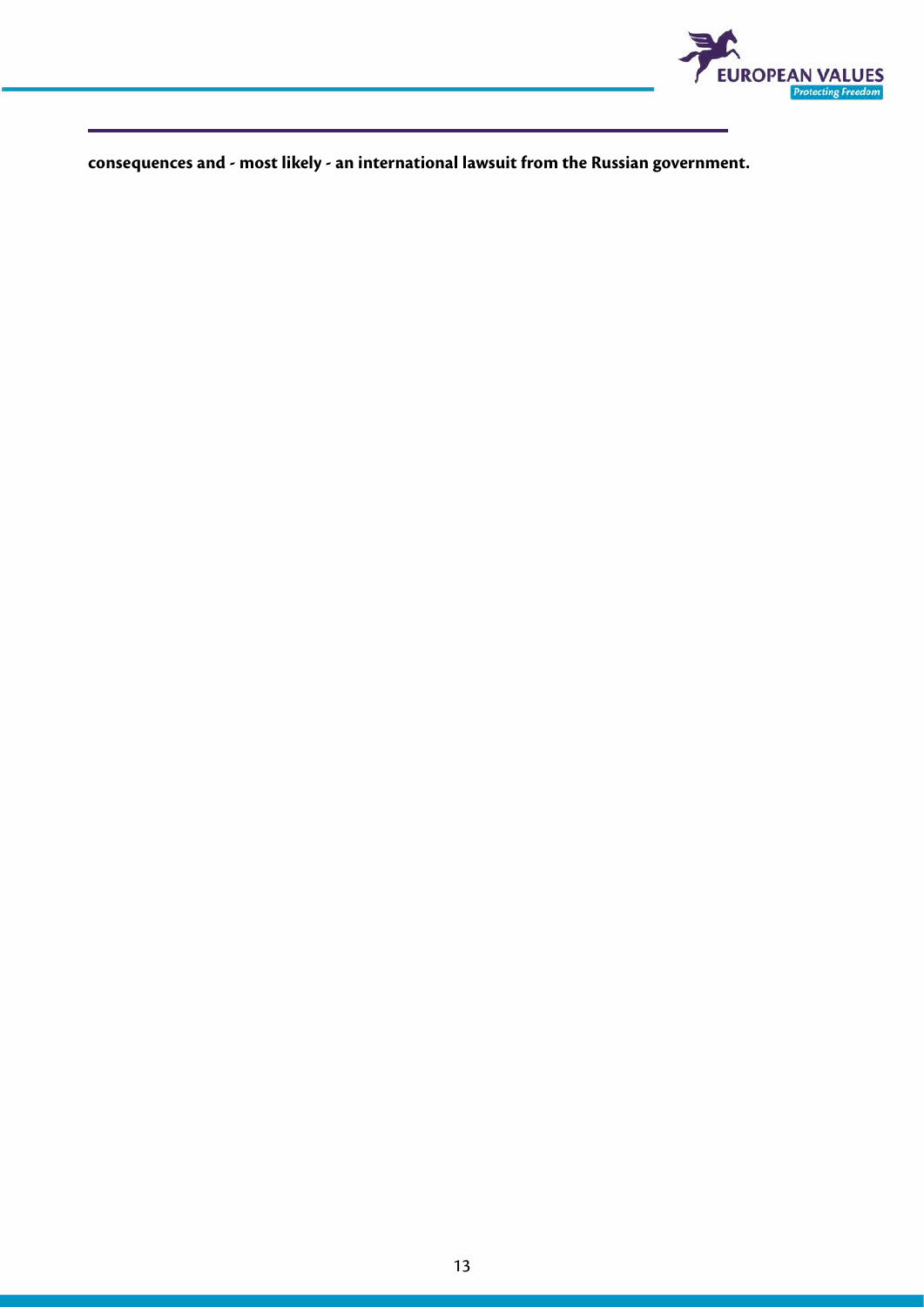**consequences and - most likely - an international lawsuit from the Russian government.**